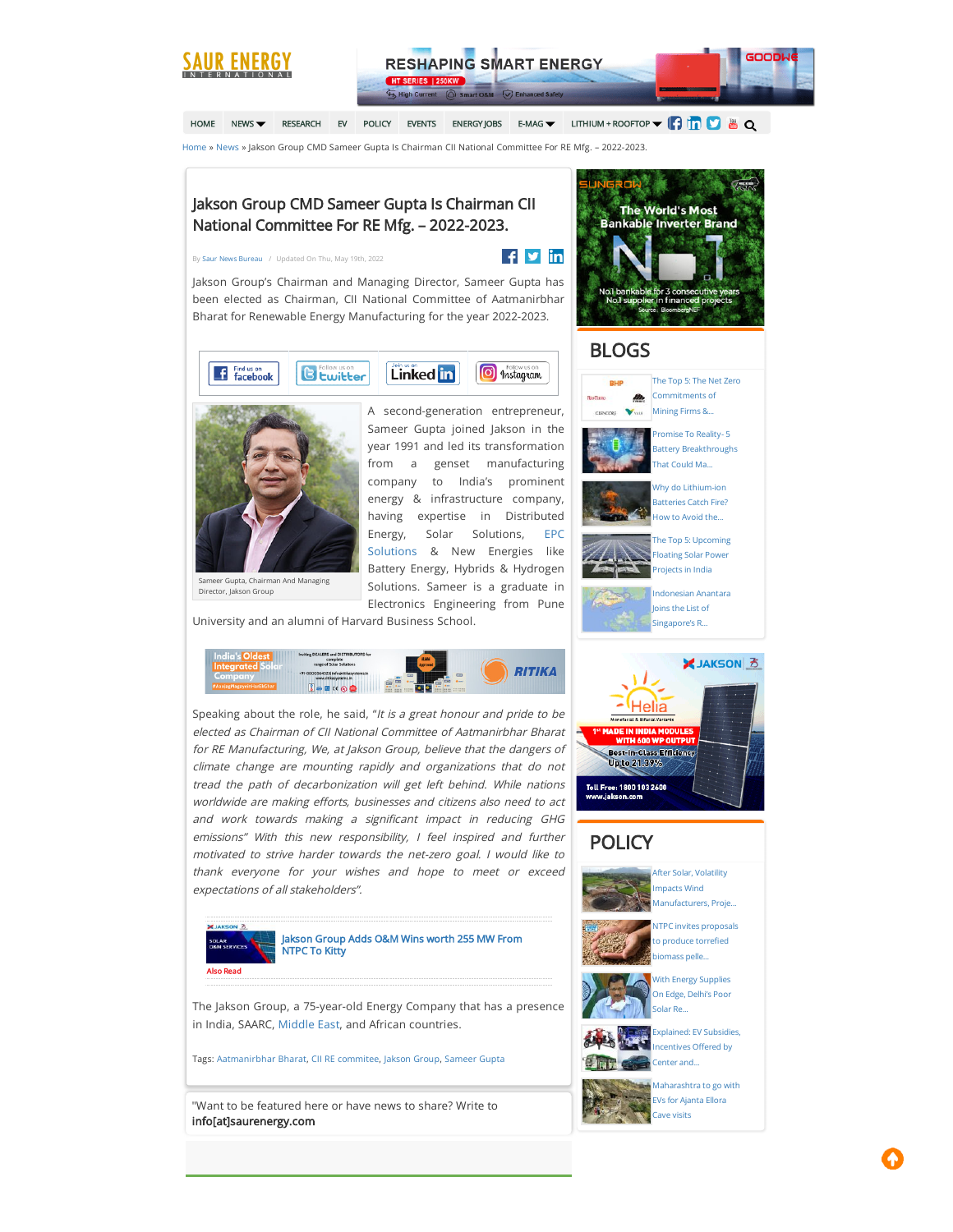Home » News » Jakson Group CMD Sameer Gupta Is Chairman CII National Committee For RE Mfg. – 2022-2023.

# Jakson Group CMD Sameer Gupta Is Chairman CII National Committee For RE Mfg. – 2022-2023.

By Saur News Bureau / Updated On Thu, May 19th, 2022

Jakson Group's Chairman and Managing Director, Sameer Gupta has been elected as Chairman, CII National Committee of Aatmanirbhar Bharat for Renewable Energy Manufacturing for the year 2022-2023.

Sameer Gupta, Chairman And Managing Director, Jakson Group

A second-generation entrepreneur, Sameer Gupta joined Jakson in the year 1991 and led its transformation from a genset manufacturing company to India's prominent energy & infrastructure company, having expertise in Distributed Energy, Solar Solutions, EPC Solutions & New Energies like Battery Energy, Hybrids & Hydrogen Solutions. Sameer is a graduate in Electronics Engineering from Pune University and an alumni of Harvard Business School.

Speaking about the role, he said, "*It is a great honour and pride to be elected as Chairman of CII National Committee of Aatmanirbhar Bharat for RE Manufacturing, We, at Jakson Group, believe that the dangers of climate change are mounting rapidly and organizations that do not tread the path of decarbonization will get left behind. While nations worldwide are making efforts, businesses and citizens also need to act and work towards making a significant impact in reducing GHG emissions*" *With this new responsibility, I feel inspired and further motivated to strive harder towards the net-zero goal. I would like to thank everyone for your wishes and hope to meet or exceed expectations of all stakeholders*".

Also Read: Jakson Group Adds O&M Wins worth 255 MW From NTPC To Kitty

The Jakson Group, a 75-year-old Energy Company that has a presence in India, SAARC, Middle East, and African countries.

Tags: Aatmanirbhar Bharat, CII RE commitee, Jakson Group, Sameer Gupta

"Want to be featured here or have news to share? Write to **info[at]saurenergy.com**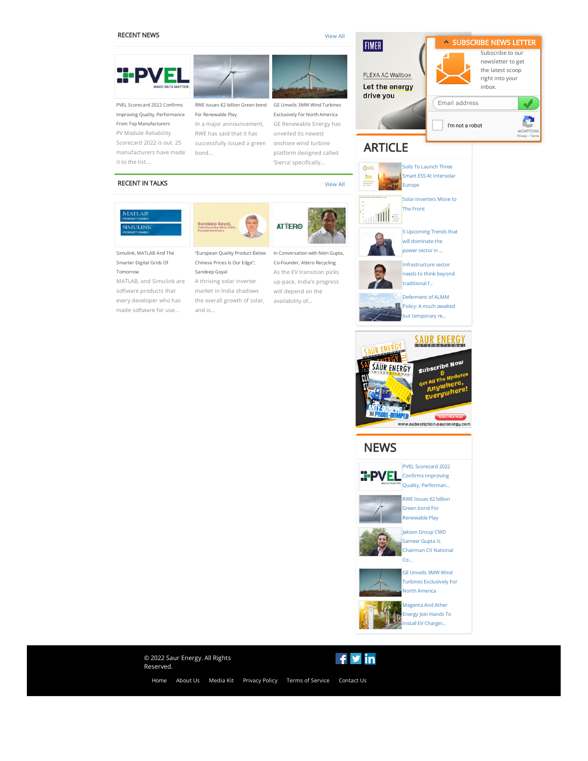## RECENT NEWS

View All

PVEL Scorecard 2022 Confirms Improving Quality, Performance From Top Manufacturers

PV Module Reliability Scorecard 2022 is out. 25 manufacturers have made it to the list....

RWE Issues €2 billion Green bond For Renewable Play

In a major announcement, RWE has said that it has successfully issued a green bond...

GE Unveils 3MW Wind Turbines Exclusively For North America

GE Renewable Energy has unveiled its newest onshore wind turbine platform designed called 'Sierra' specifically...

## RECENT IN TALKS

View All

Simulink, MATLAB And The Smarter Digital Grids Of Tomorrow

MATLAB, and Simulink are software products that every developer who has made software for use...

"European Quality Product Below Chinese Prices Is Our Edge", Sandeep Goyal

A thriving solar inverter market in India shadows the overall growth of solar, and is...

In Conversation with Nitin Gupta, Co-Founder, Attero Recycling

As the EV transition picks up pace, India's progress will depend on the availability of...

SUBSCRIBE NEWS LETTER

Subscribe to our newsletter to get the latest scoop right into your inbox.

Email address

I'm not a robot

## ARTICLE

Solis To Launch Three Smart ESS At Intersolar Europe

Solar Inverters Move to The Front

5 Upcoming Trends that will dominate the power sector in ...

Infrastructure sector needs to think beyond traditional f...

Deferment of ALMM Policy: A much awaited but temporary re...

## NEWS

PVEL Scorecard 2022 Confirms Improving Quality, Performan...

RWE Issues €2 billion Green bond For Renewable Play

Jakson Group CMD Sameer Gupta Is Chairman CII National Co...

GE Unveils 3MW Wind Turbines Exclusively For North America

Magenta And Ather Energy Join Hands To Install EV Chargin...

© 2022 Saur Energy. All Rights Reserved.

Home About Us Media Kit Privacy Policy Terms of Service Contact Us